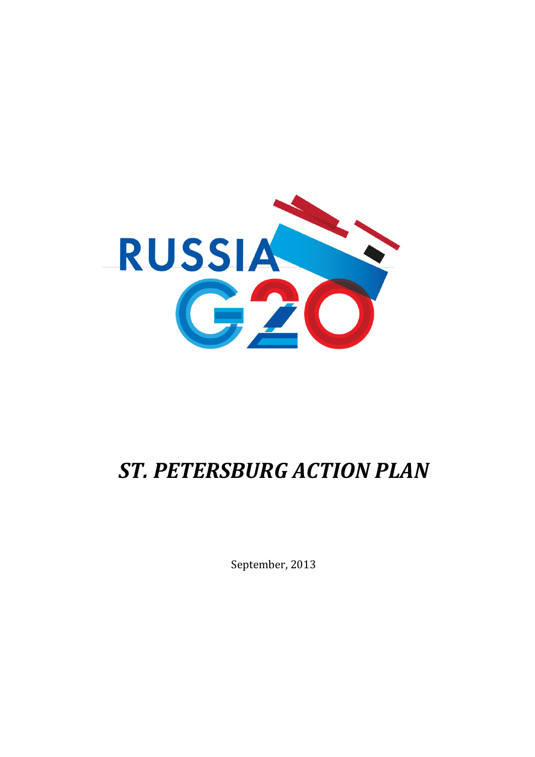RUSSIA G20

# *ST. PETERSBURG ACTION PLAN*

September, 2013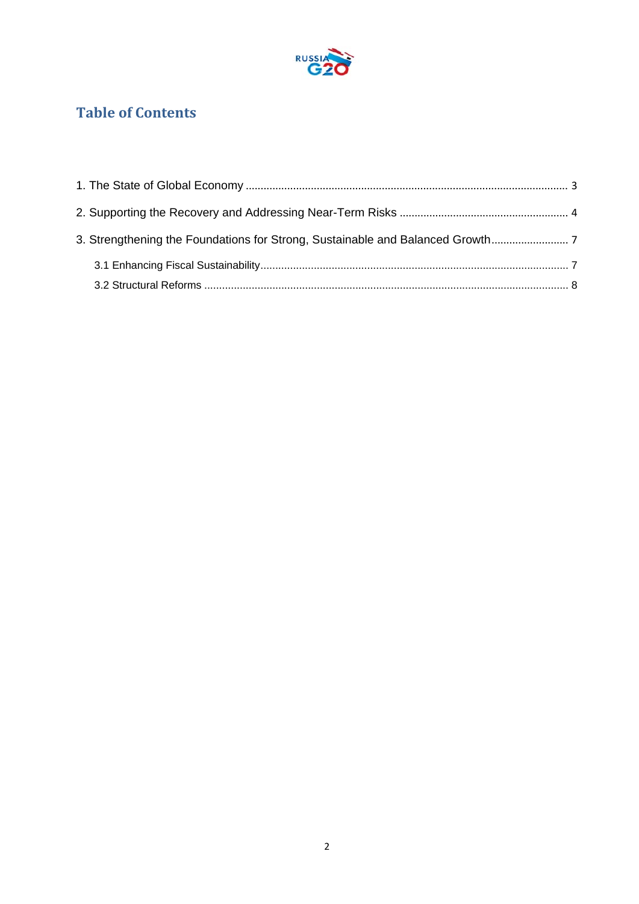## Table of Contents

1. The State of Global Economy ........................................................................................................... 3

2. Supporting the Recovery and Addressing Near-Term Risks ........................................................ 4

3. Strengthening the Foundations for Strong, Sustainable and Balanced Growth.......................... 7

   3.1 Enhancing Fiscal Sustainability....................................................................................................... 7

   3.2 Structural Reforms ......................................................................................................................... 8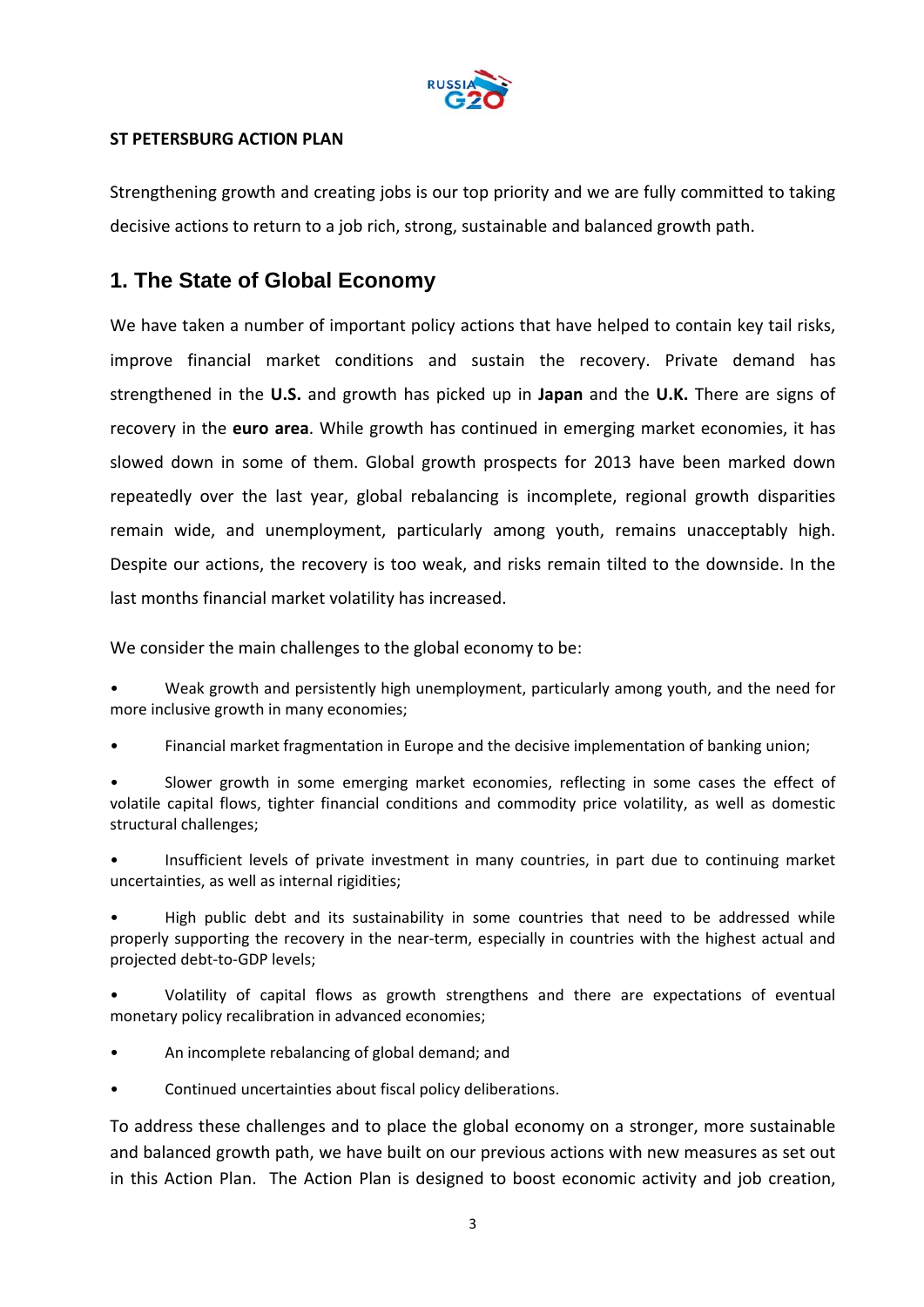**ST PETERSBURG ACTION PLAN**

Strengthening growth and creating jobs is our top priority and we are fully committed to taking decisive actions to return to a job rich, strong, sustainable and balanced growth path.

## 1. The State of Global Economy

We have taken a number of important policy actions that have helped to contain key tail risks, improve financial market conditions and sustain the recovery. Private demand has strengthened in the **U.S.** and growth has picked up in **Japan** and the **U.K.** There are signs of recovery in the **euro area**. While growth has continued in emerging market economies, it has slowed down in some of them. Global growth prospects for 2013 have been marked down repeatedly over the last year, global rebalancing is incomplete, regional growth disparities remain wide, and unemployment, particularly among youth, remains unacceptably high. Despite our actions, the recovery is too weak, and risks remain tilted to the downside. In the last months financial market volatility has increased.

We consider the main challenges to the global economy to be:

- Weak growth and persistently high unemployment, particularly among youth, and the need for more inclusive growth in many economies;
- Financial market fragmentation in Europe and the decisive implementation of banking union;
- Slower growth in some emerging market economies, reflecting in some cases the effect of volatile capital flows, tighter financial conditions and commodity price volatility, as well as domestic structural challenges;
- Insufficient levels of private investment in many countries, in part due to continuing market uncertainties, as well as internal rigidities;
- High public debt and its sustainability in some countries that need to be addressed while properly supporting the recovery in the near-term, especially in countries with the highest actual and projected debt-to-GDP levels;
- Volatility of capital flows as growth strengthens and there are expectations of eventual monetary policy recalibration in advanced economies;
- An incomplete rebalancing of global demand; and
- Continued uncertainties about fiscal policy deliberations.

To address these challenges and to place the global economy on a stronger, more sustainable and balanced growth path, we have built on our previous actions with new measures as set out in this Action Plan. The Action Plan is designed to boost economic activity and job creation,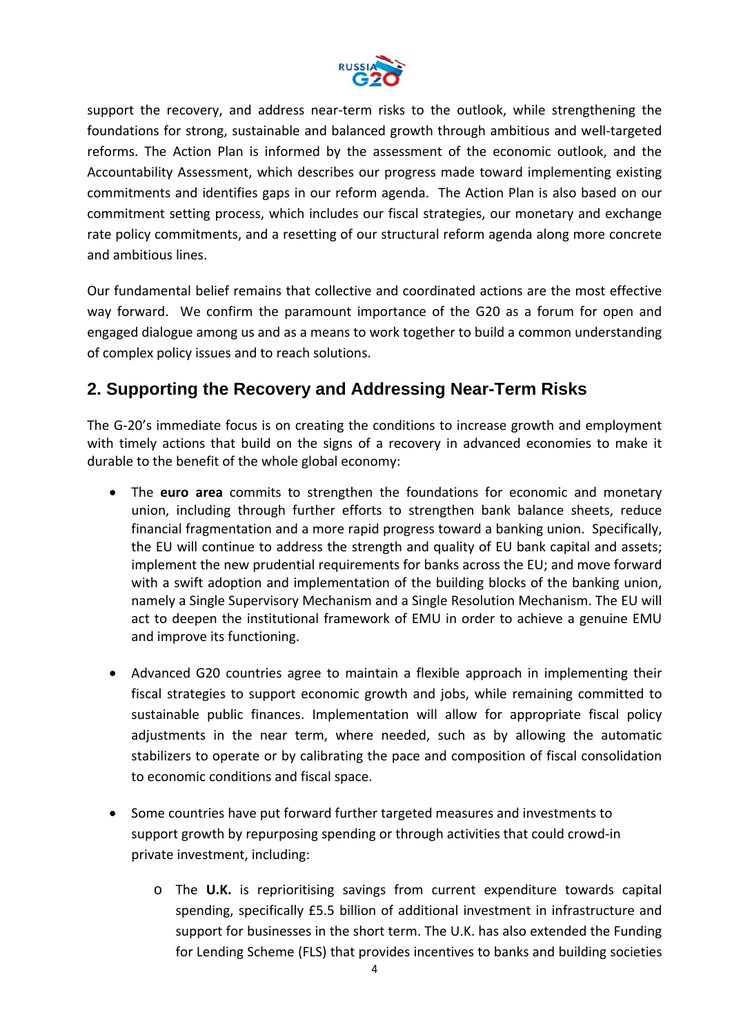support the recovery, and address near-term risks to the outlook, while strengthening the foundations for strong, sustainable and balanced growth through ambitious and well-targeted reforms. The Action Plan is informed by the assessment of the economic outlook, and the Accountability Assessment, which describes our progress made toward implementing existing commitments and identifies gaps in our reform agenda. The Action Plan is also based on our commitment setting process, which includes our fiscal strategies, our monetary and exchange rate policy commitments, and a resetting of our structural reform agenda along more concrete and ambitious lines.

Our fundamental belief remains that collective and coordinated actions are the most effective way forward. We confirm the paramount importance of the G20 as a forum for open and engaged dialogue among us and as a means to work together to build a common understanding of complex policy issues and to reach solutions.

## 2. Supporting the Recovery and Addressing Near-Term Risks

The G-20's immediate focus is on creating the conditions to increase growth and employment with timely actions that build on the signs of a recovery in advanced economies to make it durable to the benefit of the whole global economy:

- The **euro area** commits to strengthen the foundations for economic and monetary union, including through further efforts to strengthen bank balance sheets, reduce financial fragmentation and a more rapid progress toward a banking union. Specifically, the EU will continue to address the strength and quality of EU bank capital and assets; implement the new prudential requirements for banks across the EU; and move forward with a swift adoption and implementation of the building blocks of the banking union, namely a Single Supervisory Mechanism and a Single Resolution Mechanism. The EU will act to deepen the institutional framework of EMU in order to achieve a genuine EMU and improve its functioning.

- Advanced G20 countries agree to maintain a flexible approach in implementing their fiscal strategies to support economic growth and jobs, while remaining committed to sustainable public finances. Implementation will allow for appropriate fiscal policy adjustments in the near term, where needed, such as by allowing the automatic stabilizers to operate or by calibrating the pace and composition of fiscal consolidation to economic conditions and fiscal space.

- Some countries have put forward further targeted measures and investments to support growth by repurposing spending or through activities that could crowd-in private investment, including:

    - The **U.K.** is reprioritising savings from current expenditure towards capital spending, specifically £5.5 billion of additional investment in infrastructure and support for businesses in the short term. The U.K. has also extended the Funding for Lending Scheme (FLS) that provides incentives to banks and building societies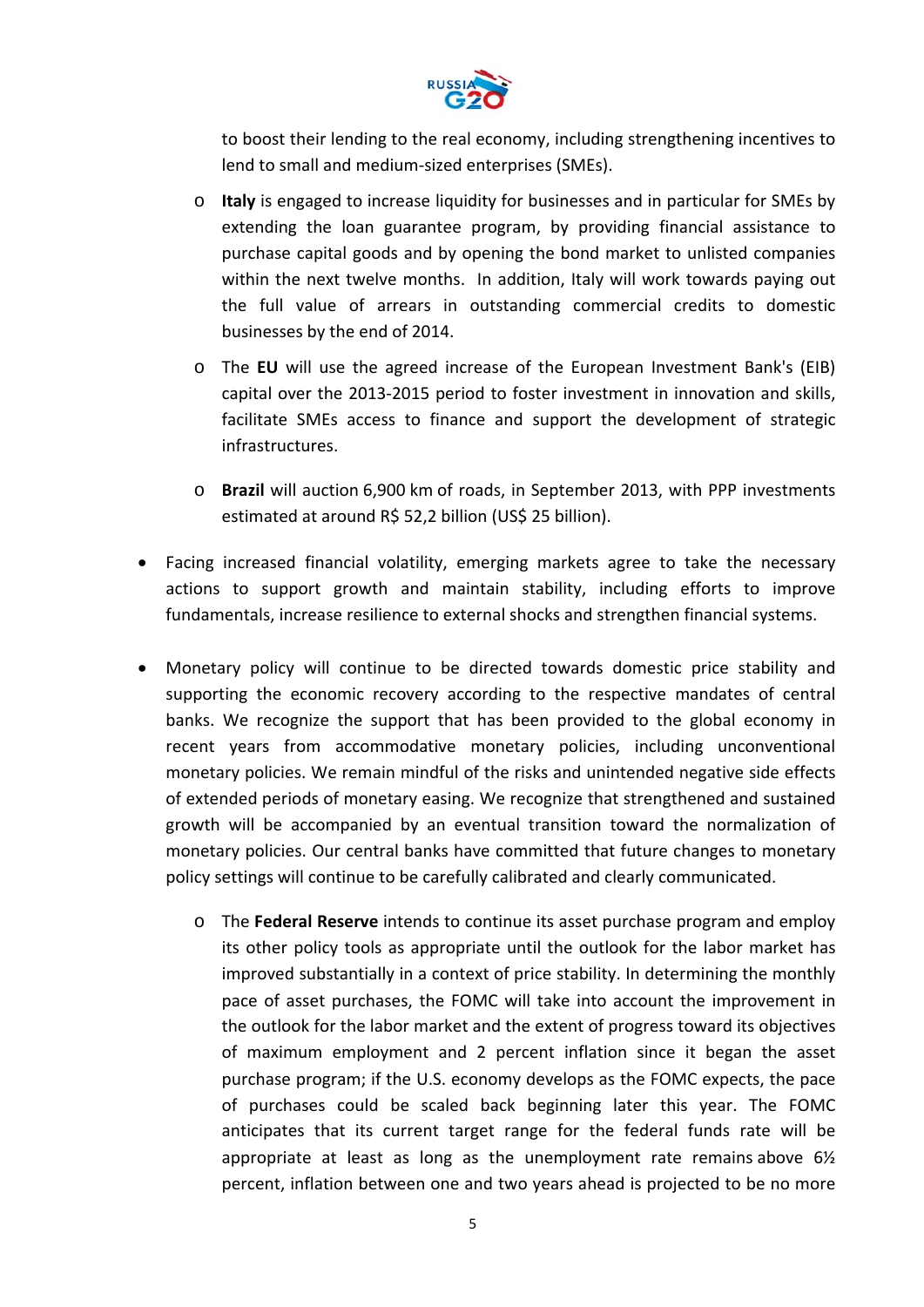to boost their lending to the real economy, including strengthening incentives to lend to small and medium-sized enterprises (SMEs).

  - **Italy** is engaged to increase liquidity for businesses and in particular for SMEs by extending the loan guarantee program, by providing financial assistance to purchase capital goods and by opening the bond market to unlisted companies within the next twelve months. In addition, Italy will work towards paying out the full value of arrears in outstanding commercial credits to domestic businesses by the end of 2014.

  - The **EU** will use the agreed increase of the European Investment Bank's (EIB) capital over the 2013-2015 period to foster investment in innovation and skills, facilitate SMEs access to finance and support the development of strategic infrastructures.

  - **Brazil** will auction 6,900 km of roads, in September 2013, with PPP investments estimated at around R$ 52,2 billion (US$ 25 billion).

- Facing increased financial volatility, emerging markets agree to take the necessary actions to support growth and maintain stability, including efforts to improve fundamentals, increase resilience to external shocks and strengthen financial systems.

- Monetary policy will continue to be directed towards domestic price stability and supporting the economic recovery according to the respective mandates of central banks. We recognize the support that has been provided to the global economy in recent years from accommodative monetary policies, including unconventional monetary policies. We remain mindful of the risks and unintended negative side effects of extended periods of monetary easing. We recognize that strengthened and sustained growth will be accompanied by an eventual transition toward the normalization of monetary policies. Our central banks have committed that future changes to monetary policy settings will continue to be carefully calibrated and clearly communicated.

  - The **Federal Reserve** intends to continue its asset purchase program and employ its other policy tools as appropriate until the outlook for the labor market has improved substantially in a context of price stability. In determining the monthly pace of asset purchases, the FOMC will take into account the improvement in the outlook for the labor market and the extent of progress toward its objectives of maximum employment and 2 percent inflation since it began the asset purchase program; if the U.S. economy develops as the FOMC expects, the pace of purchases could be scaled back beginning later this year. The FOMC anticipates that its current target range for the federal funds rate will be appropriate at least as long as the unemployment rate remains above 6½ percent, inflation between one and two years ahead is projected to be no more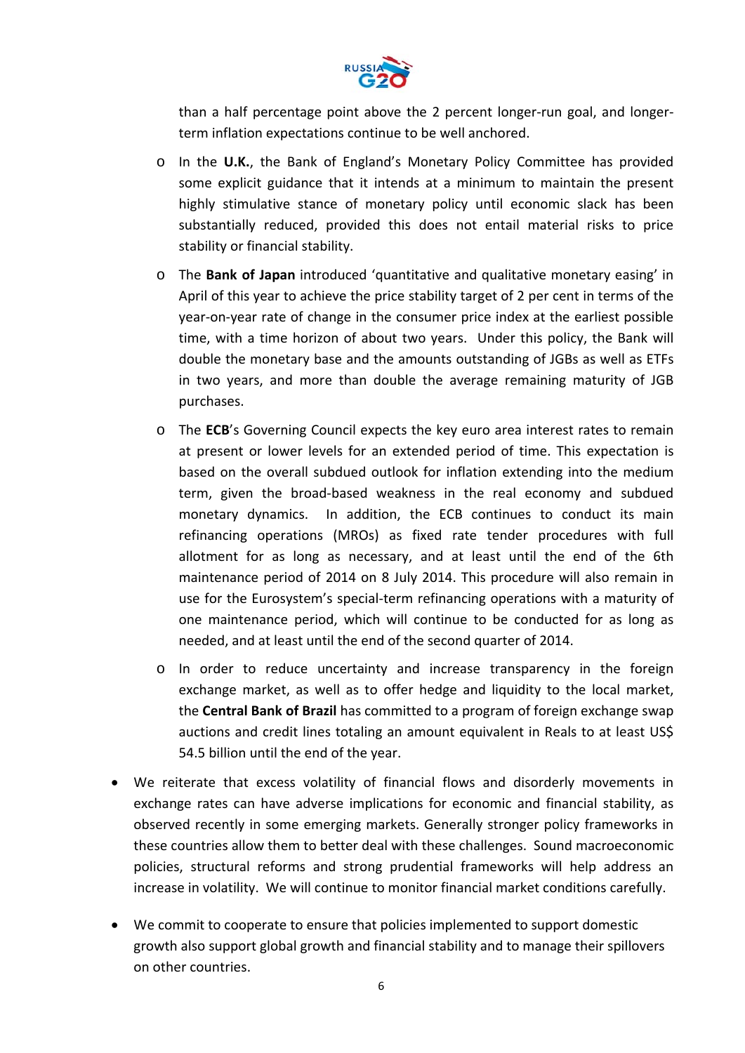than a half percentage point above the 2 percent longer-run goal, and longer-term inflation expectations continue to be well anchored.

  - In the **U.K.**, the Bank of England's Monetary Policy Committee has provided some explicit guidance that it intends at a minimum to maintain the present highly stimulative stance of monetary policy until economic slack has been substantially reduced, provided this does not entail material risks to price stability or financial stability.
  - The **Bank of Japan** introduced 'quantitative and qualitative monetary easing' in April of this year to achieve the price stability target of 2 per cent in terms of the year-on-year rate of change in the consumer price index at the earliest possible time, with a time horizon of about two years. Under this policy, the Bank will double the monetary base and the amounts outstanding of JGBs as well as ETFs in two years, and more than double the average remaining maturity of JGB purchases.
  - The **ECB**'s Governing Council expects the key euro area interest rates to remain at present or lower levels for an extended period of time. This expectation is based on the overall subdued outlook for inflation extending into the medium term, given the broad-based weakness in the real economy and subdued monetary dynamics. In addition, the ECB continues to conduct its main refinancing operations (MROs) as fixed rate tender procedures with full allotment for as long as necessary, and at least until the end of the 6th maintenance period of 2014 on 8 July 2014. This procedure will also remain in use for the Eurosystem's special-term refinancing operations with a maturity of one maintenance period, which will continue to be conducted for as long as needed, and at least until the end of the second quarter of 2014.
  - In order to reduce uncertainty and increase transparency in the foreign exchange market, as well as to offer hedge and liquidity to the local market, the **Central Bank of Brazil** has committed to a program of foreign exchange swap auctions and credit lines totaling an amount equivalent in Reals to at least US$ 54.5 billion until the end of the year.

- We reiterate that excess volatility of financial flows and disorderly movements in exchange rates can have adverse implications for economic and financial stability, as observed recently in some emerging markets. Generally stronger policy frameworks in these countries allow them to better deal with these challenges. Sound macroeconomic policies, structural reforms and strong prudential frameworks will help address an increase in volatility. We will continue to monitor financial market conditions carefully.

- We commit to cooperate to ensure that policies implemented to support domestic growth also support global growth and financial stability and to manage their spillovers on other countries.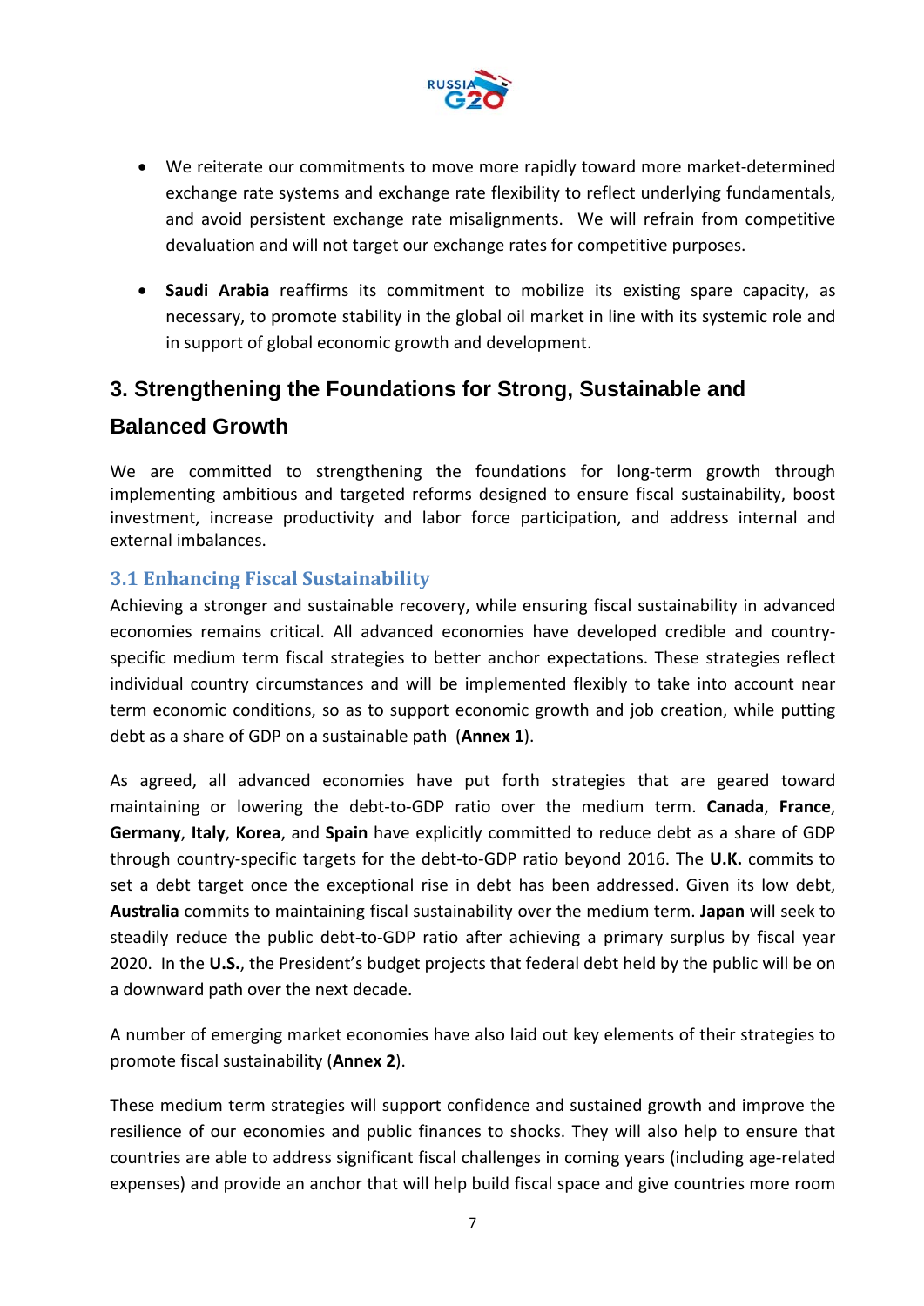- We reiterate our commitments to move more rapidly toward more market-determined exchange rate systems and exchange rate flexibility to reflect underlying fundamentals, and avoid persistent exchange rate misalignments. We will refrain from competitive devaluation and will not target our exchange rates for competitive purposes.

- **Saudi Arabia** reaffirms its commitment to mobilize its existing spare capacity, as necessary, to promote stability in the global oil market in line with its systemic role and in support of global economic growth and development.

## 3. Strengthening the Foundations for Strong, Sustainable and Balanced Growth

We are committed to strengthening the foundations for long-term growth through implementing ambitious and targeted reforms designed to ensure fiscal sustainability, boost investment, increase productivity and labor force participation, and address internal and external imbalances.

### 3.1 Enhancing Fiscal Sustainability

Achieving a stronger and sustainable recovery, while ensuring fiscal sustainability in advanced economies remains critical. All advanced economies have developed credible and country-specific medium term fiscal strategies to better anchor expectations. These strategies reflect individual country circumstances and will be implemented flexibly to take into account near term economic conditions, so as to support economic growth and job creation, while putting debt as a share of GDP on a sustainable path (**Annex 1**).

As agreed, all advanced economies have put forth strategies that are geared toward maintaining or lowering the debt-to-GDP ratio over the medium term. **Canada**, **France**, **Germany**, **Italy**, **Korea**, and **Spain** have explicitly committed to reduce debt as a share of GDP through country-specific targets for the debt-to-GDP ratio beyond 2016. The **U.K.** commits to set a debt target once the exceptional rise in debt has been addressed. Given its low debt, **Australia** commits to maintaining fiscal sustainability over the medium term. **Japan** will seek to steadily reduce the public debt-to-GDP ratio after achieving a primary surplus by fiscal year 2020. In the **U.S.**, the President's budget projects that federal debt held by the public will be on a downward path over the next decade.

A number of emerging market economies have also laid out key elements of their strategies to promote fiscal sustainability (**Annex 2**).

These medium term strategies will support confidence and sustained growth and improve the resilience of our economies and public finances to shocks. They will also help to ensure that countries are able to address significant fiscal challenges in coming years (including age-related expenses) and provide an anchor that will help build fiscal space and give countries more room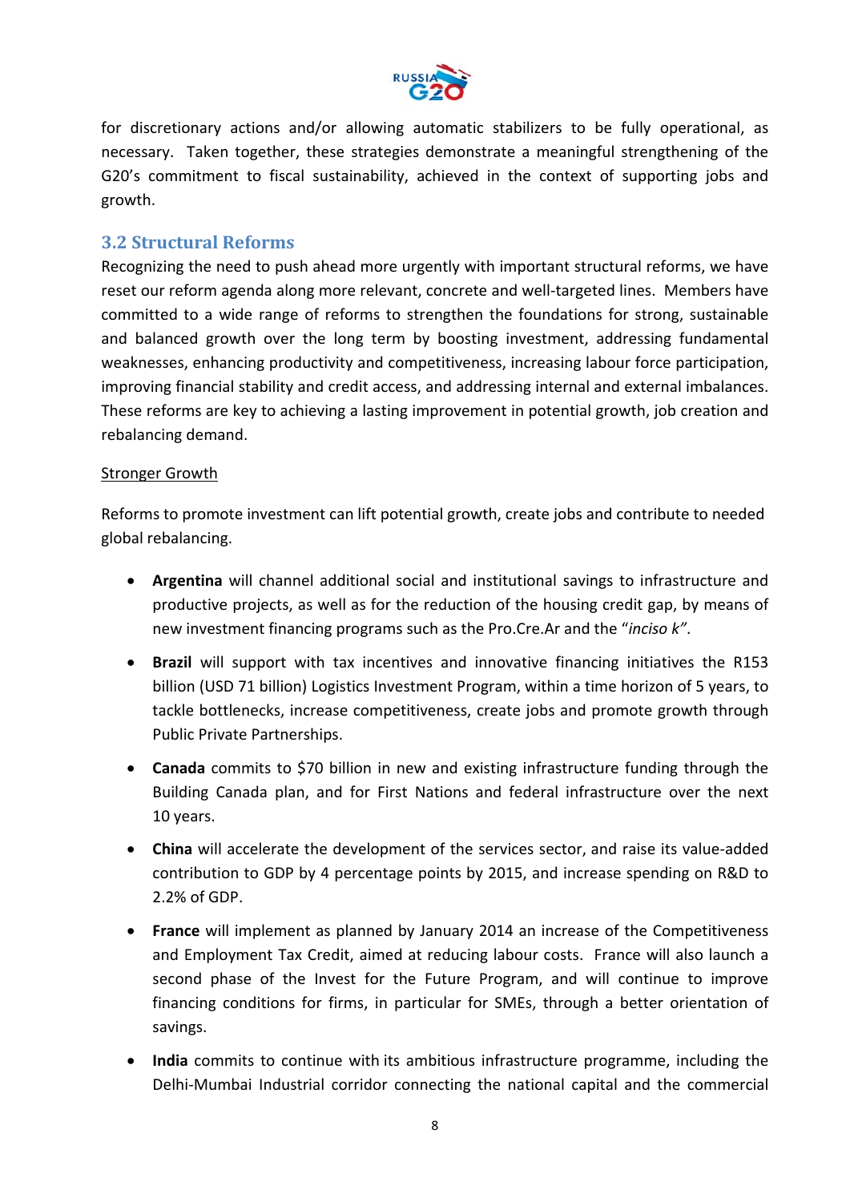for discretionary actions and/or allowing automatic stabilizers to be fully operational, as necessary. Taken together, these strategies demonstrate a meaningful strengthening of the G20's commitment to fiscal sustainability, achieved in the context of supporting jobs and growth.

## 3.2 Structural Reforms

Recognizing the need to push ahead more urgently with important structural reforms, we have reset our reform agenda along more relevant, concrete and well-targeted lines. Members have committed to a wide range of reforms to strengthen the foundations for strong, sustainable and balanced growth over the long term by boosting investment, addressing fundamental weaknesses, enhancing productivity and competitiveness, increasing labour force participation, improving financial stability and credit access, and addressing internal and external imbalances. These reforms are key to achieving a lasting improvement in potential growth, job creation and rebalancing demand.

<u>Stronger Growth</u>

Reforms to promote investment can lift potential growth, create jobs and contribute to needed global rebalancing.

- **Argentina** will channel additional social and institutional savings to infrastructure and productive projects, as well as for the reduction of the housing credit gap, by means of new investment financing programs such as the Pro.Cre.Ar and the "*inciso k"*.
- **Brazil** will support with tax incentives and innovative financing initiatives the R153 billion (USD 71 billion) Logistics Investment Program, within a time horizon of 5 years, to tackle bottlenecks, increase competitiveness, create jobs and promote growth through Public Private Partnerships.
- **Canada** commits to $70 billion in new and existing infrastructure funding through the Building Canada plan, and for First Nations and federal infrastructure over the next 10 years.
- **China** will accelerate the development of the services sector, and raise its value-added contribution to GDP by 4 percentage points by 2015, and increase spending on R&D to 2.2% of GDP.
- **France** will implement as planned by January 2014 an increase of the Competitiveness and Employment Tax Credit, aimed at reducing labour costs. France will also launch a second phase of the Invest for the Future Program, and will continue to improve financing conditions for firms, in particular for SMEs, through a better orientation of savings.
- **India** commits to continue with its ambitious infrastructure programme, including the Delhi-Mumbai Industrial corridor connecting the national capital and the commercial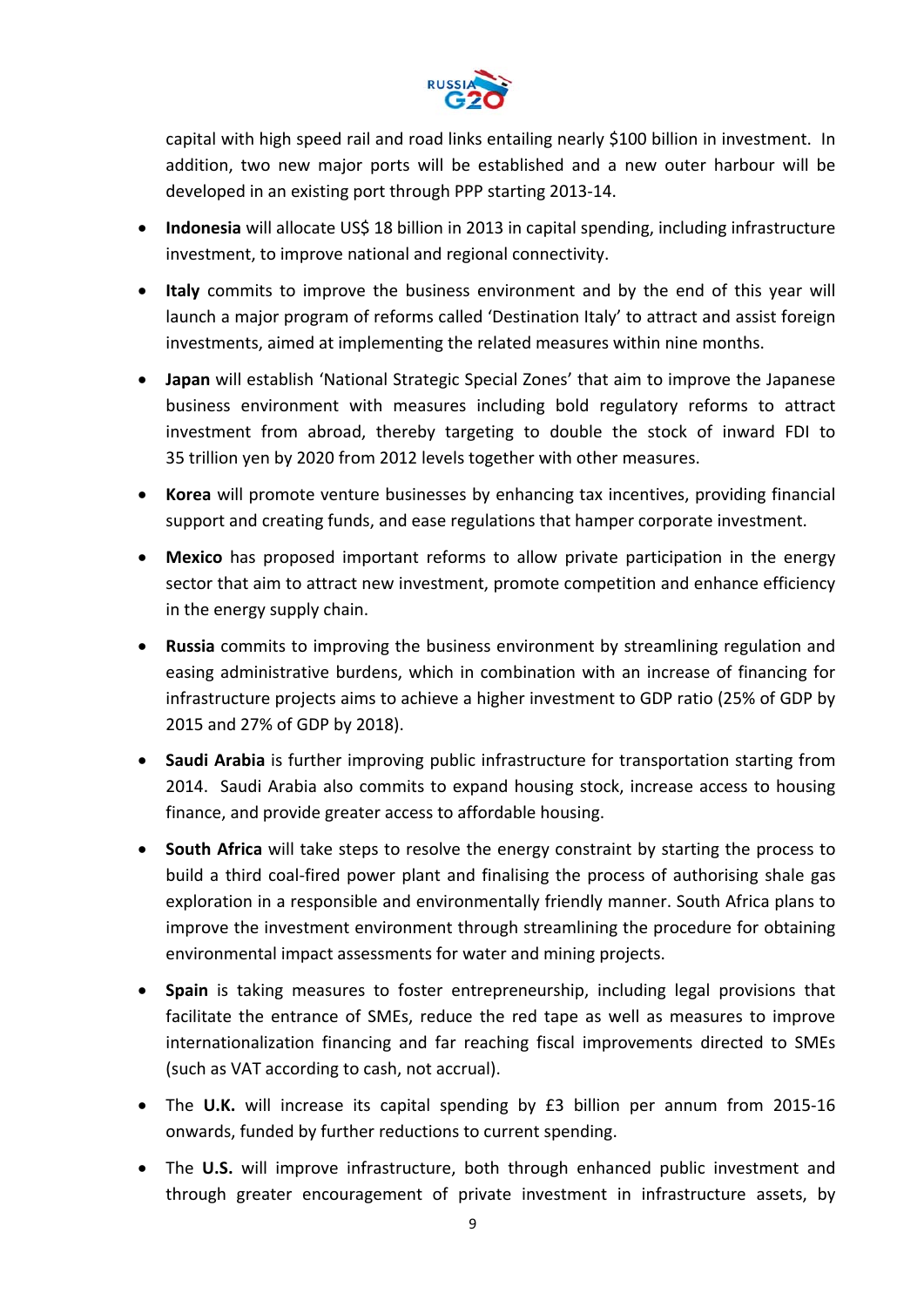capital with high speed rail and road links entailing nearly $100 billion in investment. In addition, two new major ports will be established and a new outer harbour will be developed in an existing port through PPP starting 2013-14.

- **Indonesia** will allocate US$ 18 billion in 2013 in capital spending, including infrastructure investment, to improve national and regional connectivity.
- **Italy** commits to improve the business environment and by the end of this year will launch a major program of reforms called 'Destination Italy' to attract and assist foreign investments, aimed at implementing the related measures within nine months.
- **Japan** will establish 'National Strategic Special Zones' that aim to improve the Japanese business environment with measures including bold regulatory reforms to attract investment from abroad, thereby targeting to double the stock of inward FDI to 35 trillion yen by 2020 from 2012 levels together with other measures.
- **Korea** will promote venture businesses by enhancing tax incentives, providing financial support and creating funds, and ease regulations that hamper corporate investment.
- **Mexico** has proposed important reforms to allow private participation in the energy sector that aim to attract new investment, promote competition and enhance efficiency in the energy supply chain.
- **Russia** commits to improving the business environment by streamlining regulation and easing administrative burdens, which in combination with an increase of financing for infrastructure projects aims to achieve a higher investment to GDP ratio (25% of GDP by 2015 and 27% of GDP by 2018).
- **Saudi Arabia** is further improving public infrastructure for transportation starting from 2014. Saudi Arabia also commits to expand housing stock, increase access to housing finance, and provide greater access to affordable housing.
- **South Africa** will take steps to resolve the energy constraint by starting the process to build a third coal-fired power plant and finalising the process of authorising shale gas exploration in a responsible and environmentally friendly manner. South Africa plans to improve the investment environment through streamlining the procedure for obtaining environmental impact assessments for water and mining projects.
- **Spain** is taking measures to foster entrepreneurship, including legal provisions that facilitate the entrance of SMEs, reduce the red tape as well as measures to improve internationalization financing and far reaching fiscal improvements directed to SMEs (such as VAT according to cash, not accrual).
- The **U.K.** will increase its capital spending by £3 billion per annum from 2015-16 onwards, funded by further reductions to current spending.
- The **U.S.** will improve infrastructure, both through enhanced public investment and through greater encouragement of private investment in infrastructure assets, by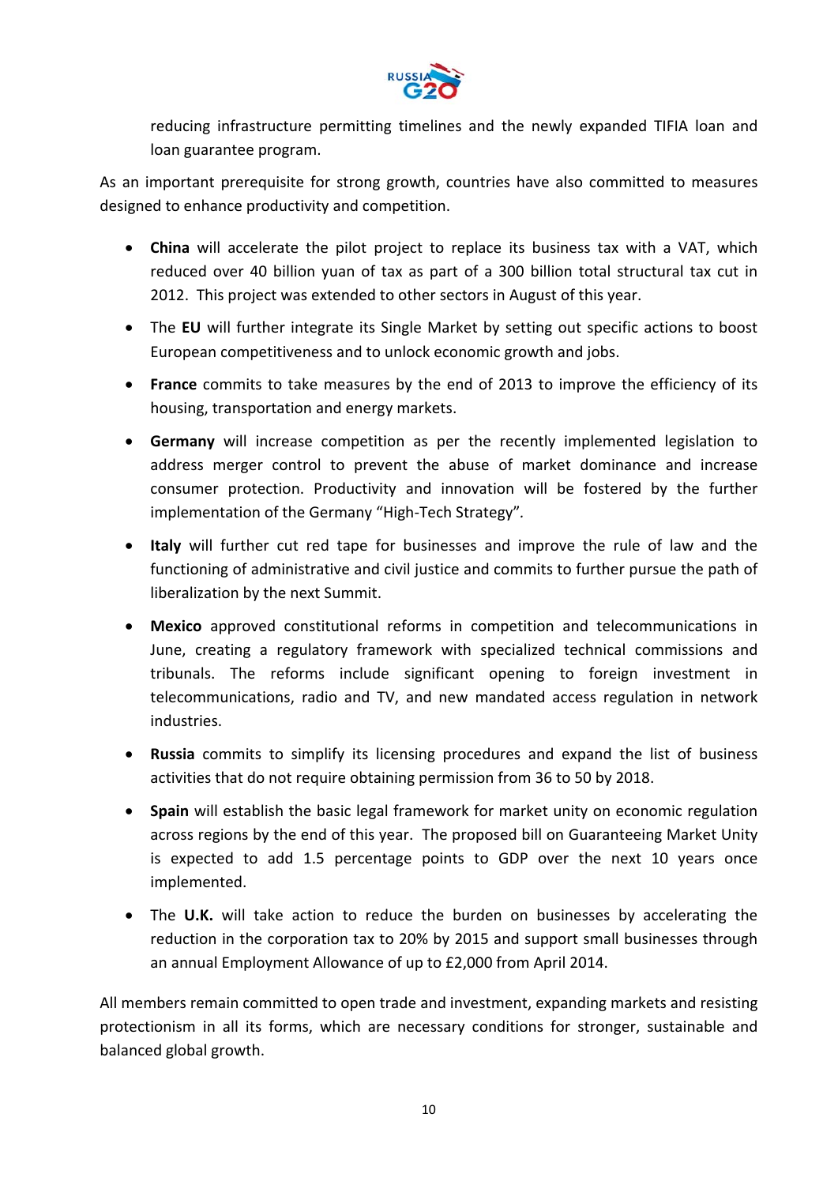reducing infrastructure permitting timelines and the newly expanded TIFIA loan and loan guarantee program.

As an important prerequisite for strong growth, countries have also committed to measures designed to enhance productivity and competition.

- **China** will accelerate the pilot project to replace its business tax with a VAT, which reduced over 40 billion yuan of tax as part of a 300 billion total structural tax cut in 2012. This project was extended to other sectors in August of this year.
- The **EU** will further integrate its Single Market by setting out specific actions to boost European competitiveness and to unlock economic growth and jobs.
- **France** commits to take measures by the end of 2013 to improve the efficiency of its housing, transportation and energy markets.
- **Germany** will increase competition as per the recently implemented legislation to address merger control to prevent the abuse of market dominance and increase consumer protection. Productivity and innovation will be fostered by the further implementation of the Germany "High-Tech Strategy".
- **Italy** will further cut red tape for businesses and improve the rule of law and the functioning of administrative and civil justice and commits to further pursue the path of liberalization by the next Summit.
- **Mexico** approved constitutional reforms in competition and telecommunications in June, creating a regulatory framework with specialized technical commissions and tribunals. The reforms include significant opening to foreign investment in telecommunications, radio and TV, and new mandated access regulation in network industries.
- **Russia** commits to simplify its licensing procedures and expand the list of business activities that do not require obtaining permission from 36 to 50 by 2018.
- **Spain** will establish the basic legal framework for market unity on economic regulation across regions by the end of this year. The proposed bill on Guaranteeing Market Unity is expected to add 1.5 percentage points to GDP over the next 10 years once implemented.
- The **U.K.** will take action to reduce the burden on businesses by accelerating the reduction in the corporation tax to 20% by 2015 and support small businesses through an annual Employment Allowance of up to £2,000 from April 2014.

All members remain committed to open trade and investment, expanding markets and resisting protectionism in all its forms, which are necessary conditions for stronger, sustainable and balanced global growth.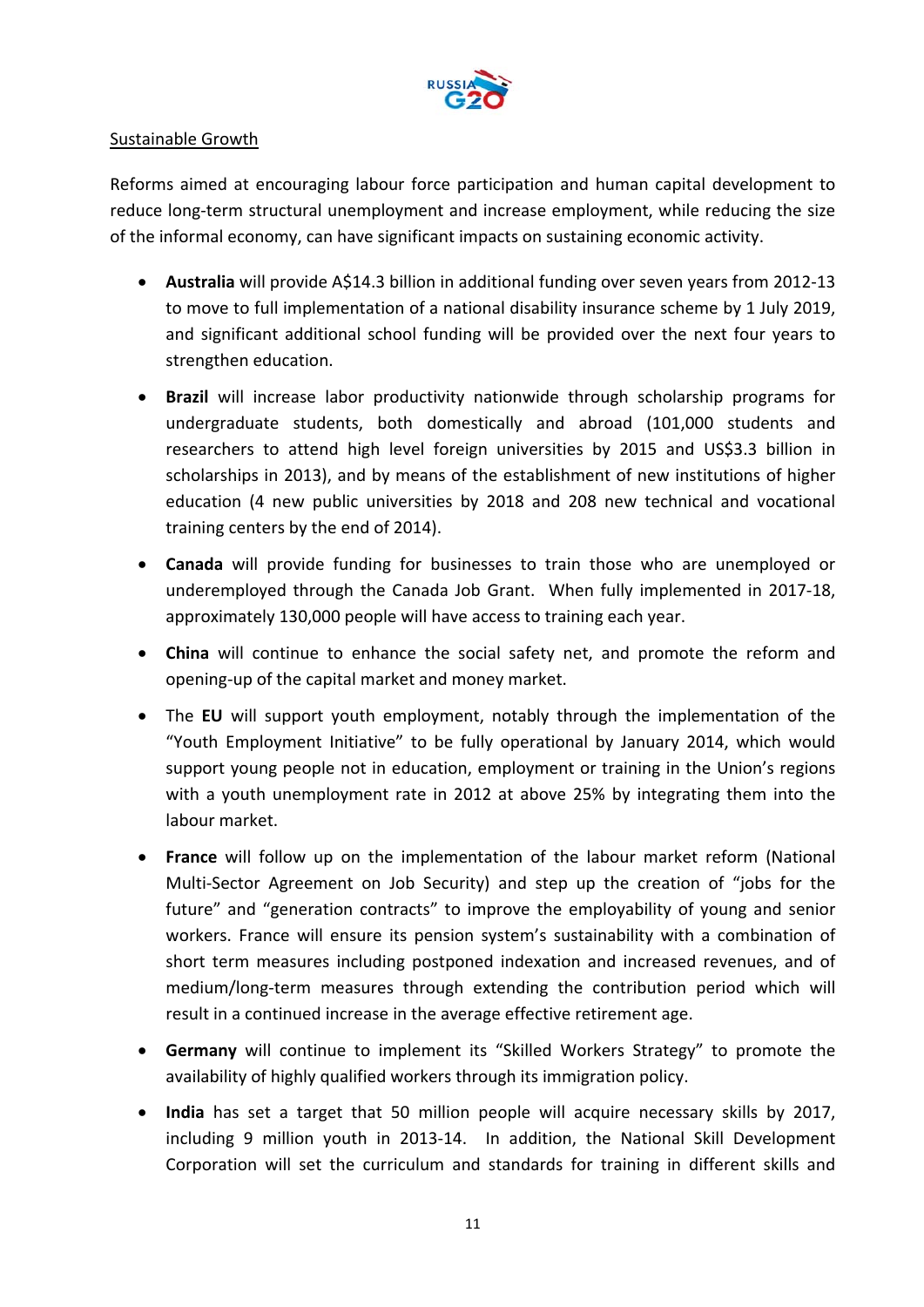Sustainable Growth

Reforms aimed at encouraging labour force participation and human capital development to reduce long-term structural unemployment and increase employment, while reducing the size of the informal economy, can have significant impacts on sustaining economic activity.

- **Australia** will provide A$14.3 billion in additional funding over seven years from 2012-13 to move to full implementation of a national disability insurance scheme by 1 July 2019, and significant additional school funding will be provided over the next four years to strengthen education.
- **Brazil** will increase labor productivity nationwide through scholarship programs for undergraduate students, both domestically and abroad (101,000 students and researchers to attend high level foreign universities by 2015 and US$3.3 billion in scholarships in 2013), and by means of the establishment of new institutions of higher education (4 new public universities by 2018 and 208 new technical and vocational training centers by the end of 2014).
- **Canada** will provide funding for businesses to train those who are unemployed or underemployed through the Canada Job Grant. When fully implemented in 2017-18, approximately 130,000 people will have access to training each year.
- **China** will continue to enhance the social safety net, and promote the reform and opening-up of the capital market and money market.
- The **EU** will support youth employment, notably through the implementation of the "Youth Employment Initiative" to be fully operational by January 2014, which would support young people not in education, employment or training in the Union's regions with a youth unemployment rate in 2012 at above 25% by integrating them into the labour market.
- **France** will follow up on the implementation of the labour market reform (National Multi-Sector Agreement on Job Security) and step up the creation of "jobs for the future" and "generation contracts" to improve the employability of young and senior workers. France will ensure its pension system's sustainability with a combination of short term measures including postponed indexation and increased revenues, and of medium/long-term measures through extending the contribution period which will result in a continued increase in the average effective retirement age.
- **Germany** will continue to implement its "Skilled Workers Strategy" to promote the availability of highly qualified workers through its immigration policy.
- **India** has set a target that 50 million people will acquire necessary skills by 2017, including 9 million youth in 2013-14. In addition, the National Skill Development Corporation will set the curriculum and standards for training in different skills and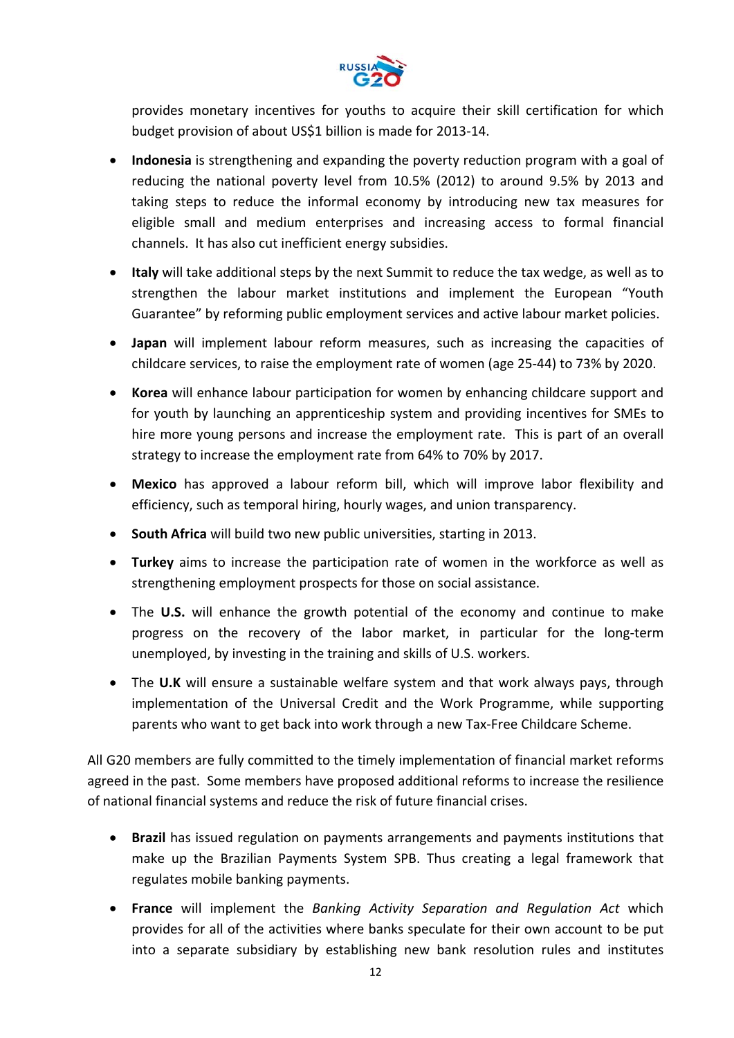provides monetary incentives for youths to acquire their skill certification for which budget provision of about US$1 billion is made for 2013-14.

- **Indonesia** is strengthening and expanding the poverty reduction program with a goal of reducing the national poverty level from 10.5% (2012) to around 9.5% by 2013 and taking steps to reduce the informal economy by introducing new tax measures for eligible small and medium enterprises and increasing access to formal financial channels. It has also cut inefficient energy subsidies.
- **Italy** will take additional steps by the next Summit to reduce the tax wedge, as well as to strengthen the labour market institutions and implement the European "Youth Guarantee" by reforming public employment services and active labour market policies.
- **Japan** will implement labour reform measures, such as increasing the capacities of childcare services, to raise the employment rate of women (age 25-44) to 73% by 2020.
- **Korea** will enhance labour participation for women by enhancing childcare support and for youth by launching an apprenticeship system and providing incentives for SMEs to hire more young persons and increase the employment rate. This is part of an overall strategy to increase the employment rate from 64% to 70% by 2017.
- **Mexico** has approved a labour reform bill, which will improve labor flexibility and efficiency, such as temporal hiring, hourly wages, and union transparency.
- **South Africa** will build two new public universities, starting in 2013.
- **Turkey** aims to increase the participation rate of women in the workforce as well as strengthening employment prospects for those on social assistance.
- The **U.S.** will enhance the growth potential of the economy and continue to make progress on the recovery of the labor market, in particular for the long-term unemployed, by investing in the training and skills of U.S. workers.
- The **U.K** will ensure a sustainable welfare system and that work always pays, through implementation of the Universal Credit and the Work Programme, while supporting parents who want to get back into work through a new Tax-Free Childcare Scheme.

All G20 members are fully committed to the timely implementation of financial market reforms agreed in the past. Some members have proposed additional reforms to increase the resilience of national financial systems and reduce the risk of future financial crises.

- **Brazil** has issued regulation on payments arrangements and payments institutions that make up the Brazilian Payments System SPB. Thus creating a legal framework that regulates mobile banking payments.
- **France** will implement the *Banking Activity Separation and Regulation Act* which provides for all of the activities where banks speculate for their own account to be put into a separate subsidiary by establishing new bank resolution rules and institutes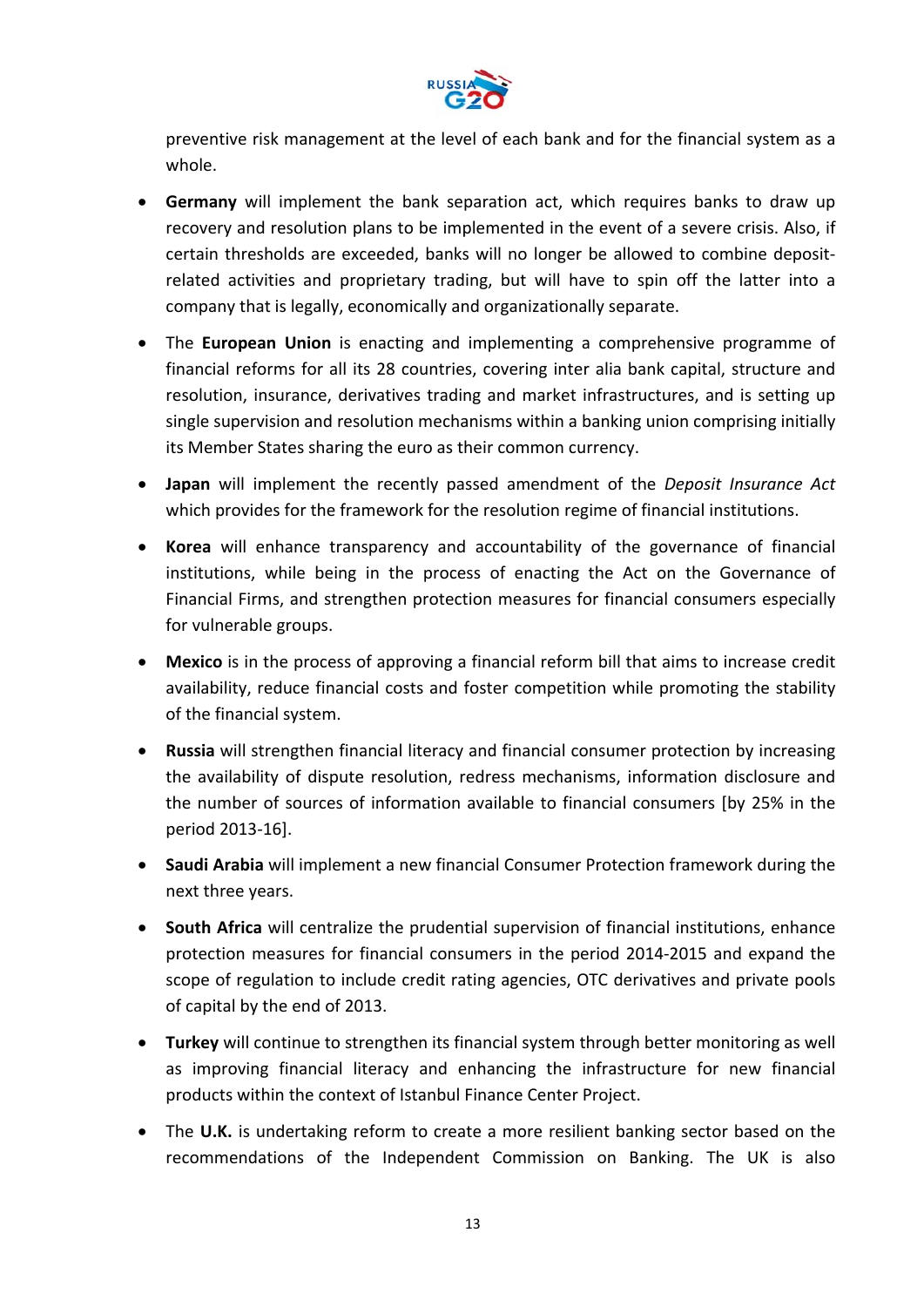preventive risk management at the level of each bank and for the financial system as a whole.

- **Germany** will implement the bank separation act, which requires banks to draw up recovery and resolution plans to be implemented in the event of a severe crisis. Also, if certain thresholds are exceeded, banks will no longer be allowed to combine deposit-related activities and proprietary trading, but will have to spin off the latter into a company that is legally, economically and organizationally separate.
- The **European Union** is enacting and implementing a comprehensive programme of financial reforms for all its 28 countries, covering inter alia bank capital, structure and resolution, insurance, derivatives trading and market infrastructures, and is setting up single supervision and resolution mechanisms within a banking union comprising initially its Member States sharing the euro as their common currency.
- **Japan** will implement the recently passed amendment of the *Deposit Insurance Act* which provides for the framework for the resolution regime of financial institutions.
- **Korea** will enhance transparency and accountability of the governance of financial institutions, while being in the process of enacting the Act on the Governance of Financial Firms, and strengthen protection measures for financial consumers especially for vulnerable groups.
- **Mexico** is in the process of approving a financial reform bill that aims to increase credit availability, reduce financial costs and foster competition while promoting the stability of the financial system.
- **Russia** will strengthen financial literacy and financial consumer protection by increasing the availability of dispute resolution, redress mechanisms, information disclosure and the number of sources of information available to financial consumers [by 25% in the period 2013-16].
- **Saudi Arabia** will implement a new financial Consumer Protection framework during the next three years.
- **South Africa** will centralize the prudential supervision of financial institutions, enhance protection measures for financial consumers in the period 2014-2015 and expand the scope of regulation to include credit rating agencies, OTC derivatives and private pools of capital by the end of 2013.
- **Turkey** will continue to strengthen its financial system through better monitoring as well as improving financial literacy and enhancing the infrastructure for new financial products within the context of Istanbul Finance Center Project.
- The **U.K.** is undertaking reform to create a more resilient banking sector based on the recommendations of the Independent Commission on Banking. The UK is also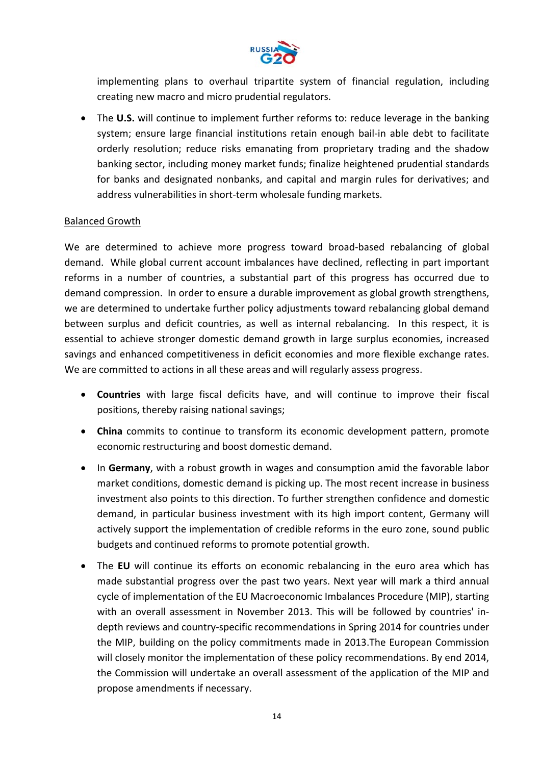implementing plans to overhaul tripartite system of financial regulation, including creating new macro and micro prudential regulators.

- The **U.S.** will continue to implement further reforms to: reduce leverage in the banking system; ensure large financial institutions retain enough bail-in able debt to facilitate orderly resolution; reduce risks emanating from proprietary trading and the shadow banking sector, including money market funds; finalize heightened prudential standards for banks and designated nonbanks, and capital and margin rules for derivatives; and address vulnerabilities in short-term wholesale funding markets.

<u>Balanced Growth</u>

We are determined to achieve more progress toward broad-based rebalancing of global demand. While global current account imbalances have declined, reflecting in part important reforms in a number of countries, a substantial part of this progress has occurred due to demand compression. In order to ensure a durable improvement as global growth strengthens, we are determined to undertake further policy adjustments toward rebalancing global demand between surplus and deficit countries, as well as internal rebalancing. In this respect, it is essential to achieve stronger domestic demand growth in large surplus economies, increased savings and enhanced competitiveness in deficit economies and more flexible exchange rates. We are committed to actions in all these areas and will regularly assess progress.

- **Countries** with large fiscal deficits have, and will continue to improve their fiscal positions, thereby raising national savings;
- **China** commits to continue to transform its economic development pattern, promote economic restructuring and boost domestic demand.
- In **Germany**, with a robust growth in wages and consumption amid the favorable labor market conditions, domestic demand is picking up. The most recent increase in business investment also points to this direction. To further strengthen confidence and domestic demand, in particular business investment with its high import content, Germany will actively support the implementation of credible reforms in the euro zone, sound public budgets and continued reforms to promote potential growth.
- The **EU** will continue its efforts on economic rebalancing in the euro area which has made substantial progress over the past two years. Next year will mark a third annual cycle of implementation of the EU Macroeconomic Imbalances Procedure (MIP), starting with an overall assessment in November 2013. This will be followed by countries' in-depth reviews and country-specific recommendations in Spring 2014 for countries under the MIP, building on the policy commitments made in 2013.The European Commission will closely monitor the implementation of these policy recommendations. By end 2014, the Commission will undertake an overall assessment of the application of the MIP and propose amendments if necessary.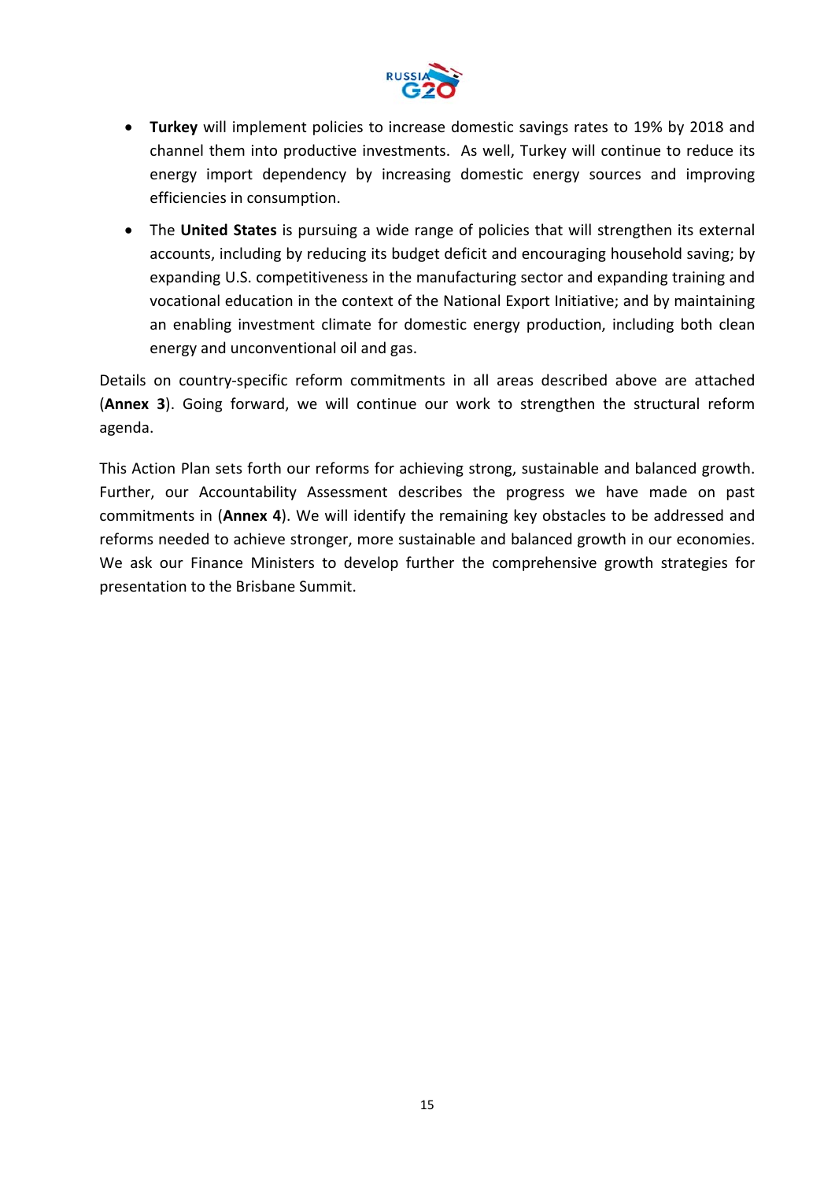- **Turkey** will implement policies to increase domestic savings rates to 19% by 2018 and channel them into productive investments. As well, Turkey will continue to reduce its energy import dependency by increasing domestic energy sources and improving efficiencies in consumption.
- The **United States** is pursuing a wide range of policies that will strengthen its external accounts, including by reducing its budget deficit and encouraging household saving; by expanding U.S. competitiveness in the manufacturing sector and expanding training and vocational education in the context of the National Export Initiative; and by maintaining an enabling investment climate for domestic energy production, including both clean energy and unconventional oil and gas.

Details on country-specific reform commitments in all areas described above are attached (**Annex 3**). Going forward, we will continue our work to strengthen the structural reform agenda.

This Action Plan sets forth our reforms for achieving strong, sustainable and balanced growth. Further, our Accountability Assessment describes the progress we have made on past commitments in (**Annex 4**). We will identify the remaining key obstacles to be addressed and reforms needed to achieve stronger, more sustainable and balanced growth in our economies. We ask our Finance Ministers to develop further the comprehensive growth strategies for presentation to the Brisbane Summit.